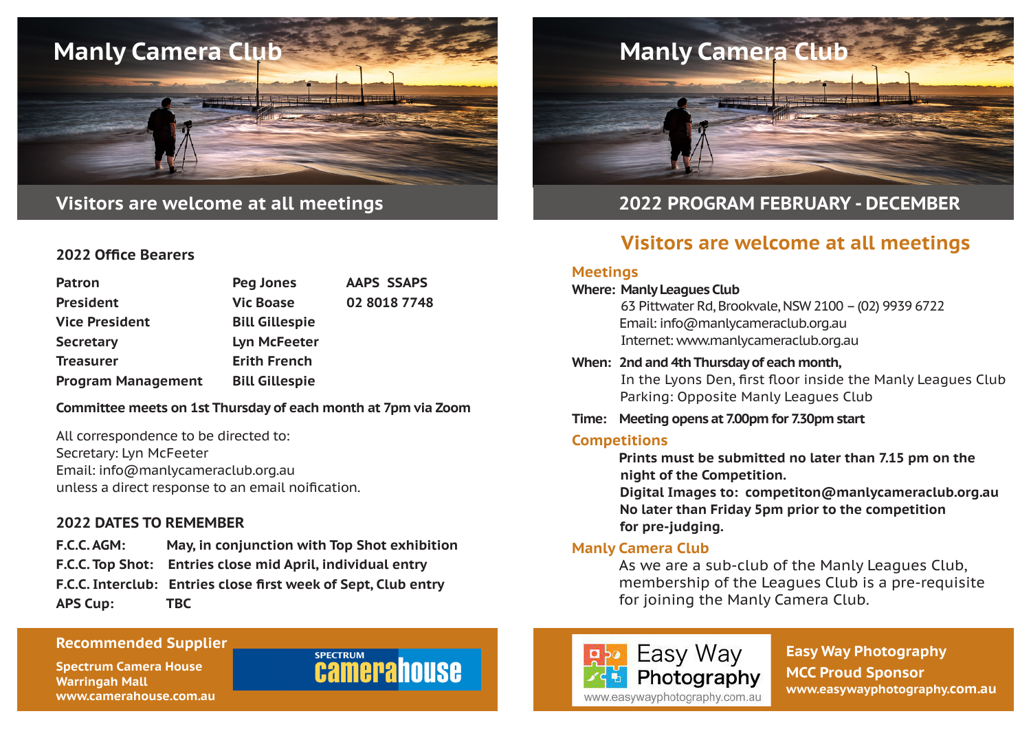# Manly Camera Club

## Visitors are welcome at all meetings

### 2022 Office Bearers

| | | |
|---|---|---|
| **Patron** | **Peg Jones** | **AAPS SSAPS** |
| **President** | **Vic Boase** | **02 8018 7748** |
| **Vice President** | **Bill Gillespie** | |
| **Secretary** | **Lyn McFeeter** | |
| **Treasurer** | **Erith French** | |
| **Program Management** | **Bill Gillespie** | |

**Committee meets on 1st Thursday of each month at 7pm via Zoom**

All correspondence to be directed to:
Secretary: Lyn McFeeter
Email: info@manlycameraclub.org.au
unless a direct response to an email noification.

### 2022 DATES TO REMEMBER

| | |
|---|---|
| **F.C.C. AGM:** | **May, in conjunction with Top Shot exhibition** |
| **F.C.C. Top Shot:** | **Entries close mid April, individual entry** |
| **F.C.C. Interclub:** | **Entries close first week of Sept, Club entry** |
| **APS Cup:** | **TBC** |

**Recommended Supplier**

**Spectrum Camera House**
**Warringah Mall**
**www.camerahouse.com.au**

SPECTRUM camerahouse

# Manly Camera Club

## 2022 PROGRAM FEBRUARY - DECEMBER

## Visitors are welcome at all meetings

### Meetings

**Where: Manly Leagues Club**
63 Pittwater Rd, Brookvale, NSW 2100 – (02) 9939 6722
Email: info@manlycameraclub.org.au
Internet: www.manlycameraclub.org.au

**When: 2nd and 4th Thursday of each month,**
In the Lyons Den, first floor inside the Manly Leagues Club
Parking: Opposite Manly Leagues Club

**Time: Meeting opens at 7.00pm for 7.30pm start**

### Competitions

**Prints must be submitted no later than 7.15 pm on the night of the Competition.**
**Digital Images to: competiton@manlycameraclub.org.au**
**No later than Friday 5pm prior to the competition for pre-judging.**

### Manly Camera Club

As we are a sub-club of the Manly Leagues Club, membership of the Leagues Club is a pre-requisite for joining the Manly Camera Club.

Easy Way Photography
www.easywayphotography.com.au

**Easy Way Photography**
**MCC Proud Sponsor**
**www.easywayphotography.com.au**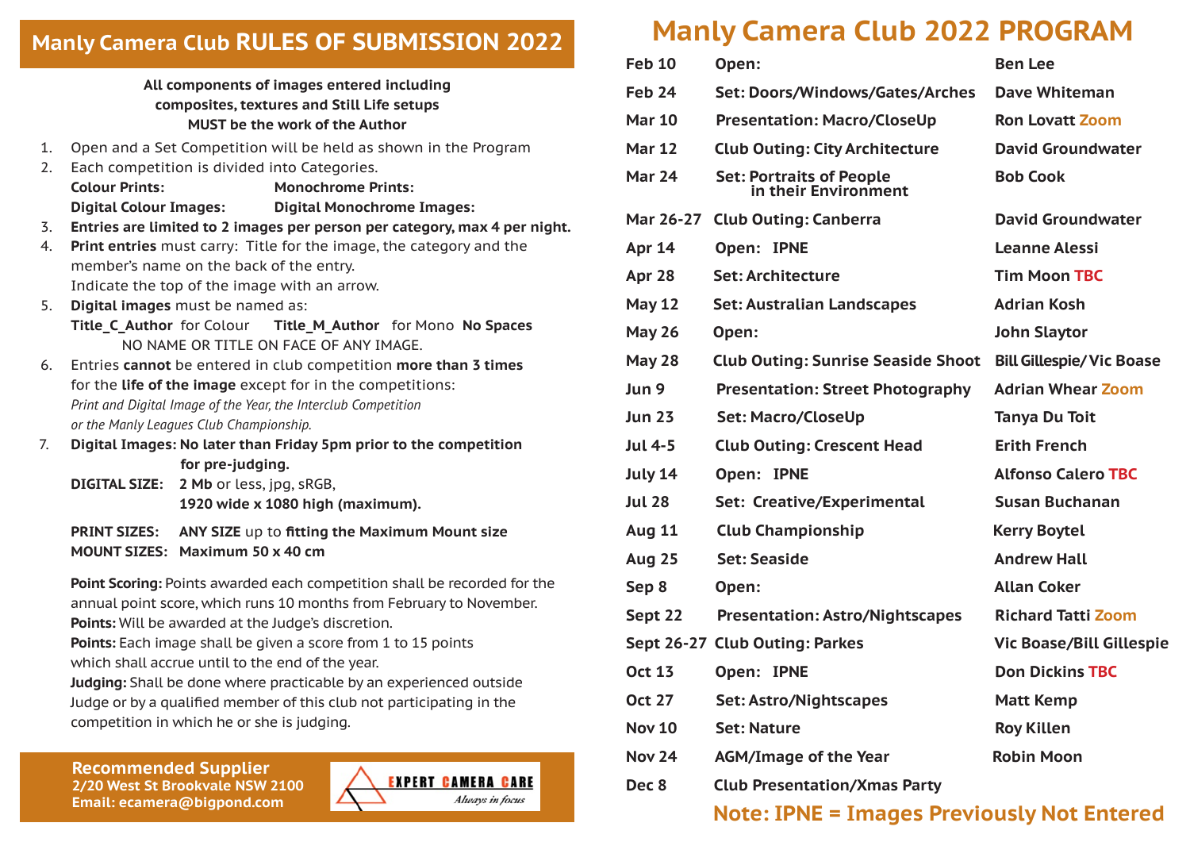## Manly Camera Club RULES OF SUBMISSION 2022

**All components of images entered including composites, textures and Still Life setups MUST be the work of the Author**

1. Open and a Set Competition will be held as shown in the Program
2. Each competition is divided into Categories.
   **Colour Prints:** **Monochrome Prints:**
   **Digital Colour Images:** **Digital Monochrome Images:**
3. **Entries are limited to 2 images per person per category, max 4 per night.**
4. **Print entries** must carry: Title for the image, the category and the member's name on the back of the entry.
   Indicate the top of the image with an arrow.
5. **Digital images** must be named as:
   **Title_C_Author** for Colour **Title_M_Author** for Mono **No Spaces**
   NO NAME OR TITLE ON FACE OF ANY IMAGE.
6. Entries **cannot** be entered in club competition **more than 3 times** for the **life of the image** except for in the competitions:
   *Print and Digital Image of the Year, the Interclub Competition or the Manly Leagues Club Championship.*
7. **Digital Images: No later than Friday 5pm prior to the competition for pre-judging.**
   **DIGITAL SIZE: 2 Mb** or less, jpg, sRGB,
   **1920 wide x 1080 high (maximum).**

   **PRINT SIZES: ANY SIZE** up to **fitting the Maximum Mount size**
   **MOUNT SIZES: Maximum 50 x 40 cm**

**Point Scoring:** Points awarded each competition shall be recorded for the annual point score, which runs 10 months from February to November.
**Points:** Will be awarded at the Judge's discretion.
**Points:** Each image shall be given a score from 1 to 15 points which shall accrue until to the end of the year.
**Judging:** Shall be done where practicable by an experienced outside Judge or by a qualified member of this club not participating in the competition in which he or she is judging.

**Recommended Supplier**
**2/20 West St Brookvale NSW 2100**
**Email: ecamera@bigpond.com**

EXPERT CAMERA CARE
*Always in focus*

## Manly Camera Club 2022 PROGRAM

| | | |
|---|---|---|
| **Feb 10** | **Open:** | **Ben Lee** |
| **Feb 24** | **Set: Doors/Windows/Gates/Arches** | **Dave Whiteman** |
| **Mar 10** | **Presentation: Macro/CloseUp** | **Ron Lovatt Zoom** |
| **Mar 12** | **Club Outing: City Architecture** | **David Groundwater** |
| **Mar 24** | **Set: Portraits of People in their Environment** | **Bob Cook** |
| **Mar 26-27** | **Club Outing: Canberra** | **David Groundwater** |
| **Apr 14** | **Open: IPNE** | **Leanne Alessi** |
| **Apr 28** | **Set: Architecture** | **Tim Moon TBC** |
| **May 12** | **Set: Australian Landscapes** | **Adrian Kosh** |
| **May 26** | **Open:** | **John Slaytor** |
| **May 28** | **Club Outing: Sunrise Seaside Shoot** | **Bill Gillespie/ Vic Boase** |
| **Jun 9** | **Presentation: Street Photography** | **Adrian Whear Zoom** |
| **Jun 23** | **Set: Macro/CloseUp** | **Tanya Du Toit** |
| **Jul 4-5** | **Club Outing: Crescent Head** | **Erith French** |
| **July 14** | **Open: IPNE** | **Alfonso Calero TBC** |
| **Jul 28** | **Set: Creative/Experimental** | **Susan Buchanan** |
| **Aug 11** | **Club Championship** | **Kerry Boytel** |
| **Aug 25** | **Set: Seaside** | **Andrew Hall** |
| **Sep 8** | **Open:** | **Allan Coker** |
| **Sept 22** | **Presentation: Astro/Nightscapes** | **Richard Tatti Zoom** |
| **Sept 26-27** | **Club Outing: Parkes** | **Vic Boase/Bill Gillespie** |
| **Oct 13** | **Open: IPNE** | **Don Dickins TBC** |
| **Oct 27** | **Set: Astro/Nightscapes** | **Matt Kemp** |
| **Nov 10** | **Set: Nature** | **Roy Killen** |
| **Nov 24** | **AGM/Image of the Year** | **Robin Moon** |
| **Dec 8** | **Club Presentation/Xmas Party** | |

**Note: IPNE = Images Previously Not Entered**